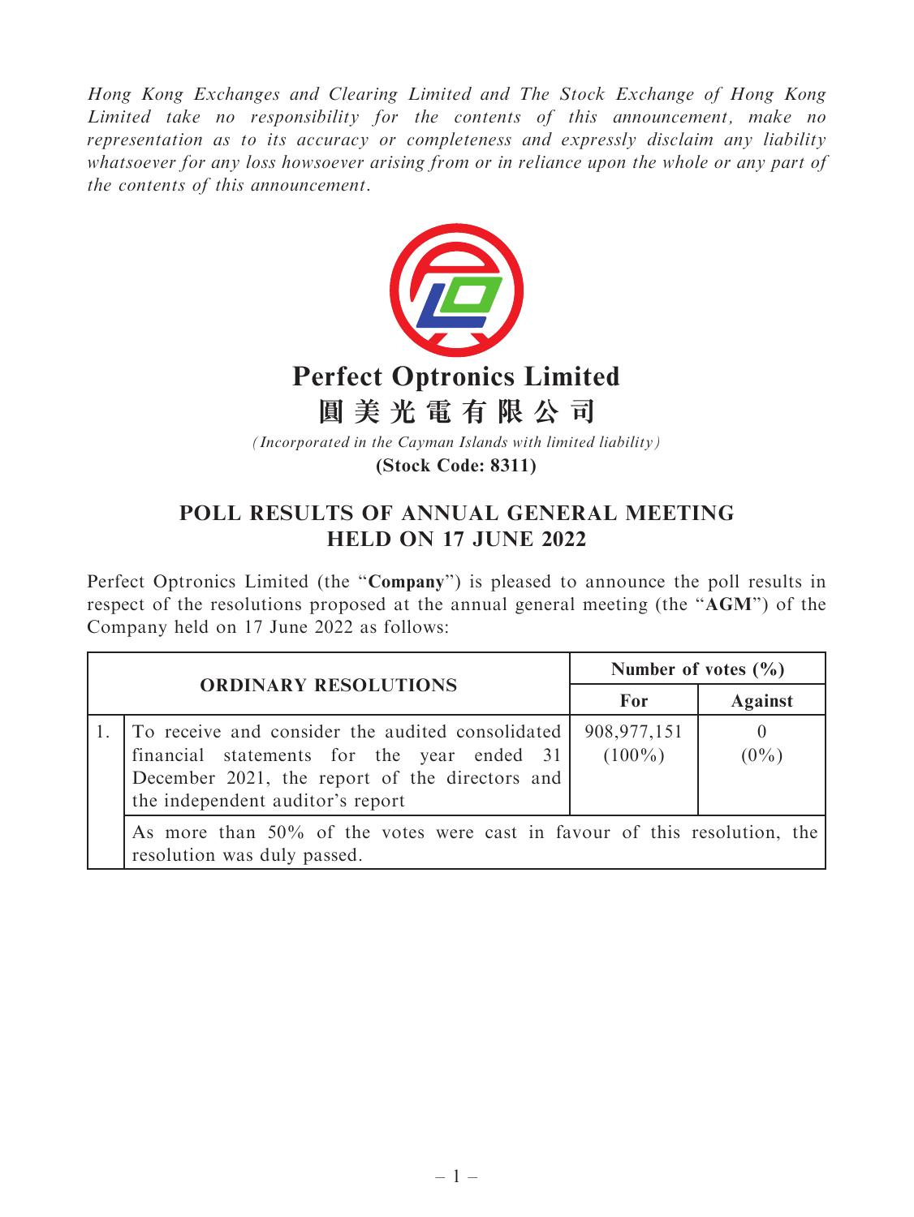*Hong Kong Exchanges and Clearing Limited and The Stock Exchange of Hong Kong Limited take no responsibility for the contents of this announcement, make no representation as to its accuracy or completeness and expressly disclaim any liability whatsoever for any loss howsoever arising from or in reliance upon the whole or any part of the contents of this announcement.*

# Perfect Optronics Limited
# 圓美光電有限公司

*(Incorporated in the Cayman Islands with limited liability)*

**(Stock Code: 8311)**

## POLL RESULTS OF ANNUAL GENERAL MEETING HELD ON 17 JUNE 2022

Perfect Optronics Limited (the "**Company**") is pleased to announce the poll results in respect of the resolutions proposed at the annual general meeting (the "**AGM**") of the Company held on 17 June 2022 as follows:

| ORDINARY RESOLUTIONS | | Number of votes (%) | |
|---|---|---|---|
| | | **For** | **Against** |
| 1. | To receive and consider the audited consolidated financial statements for the year ended 31 December 2021, the report of the directors and the independent auditor's report | 908,977,151 (100%) | 0 (0%) |
| | As more than 50% of the votes were cast in favour of this resolution, the resolution was duly passed. | | |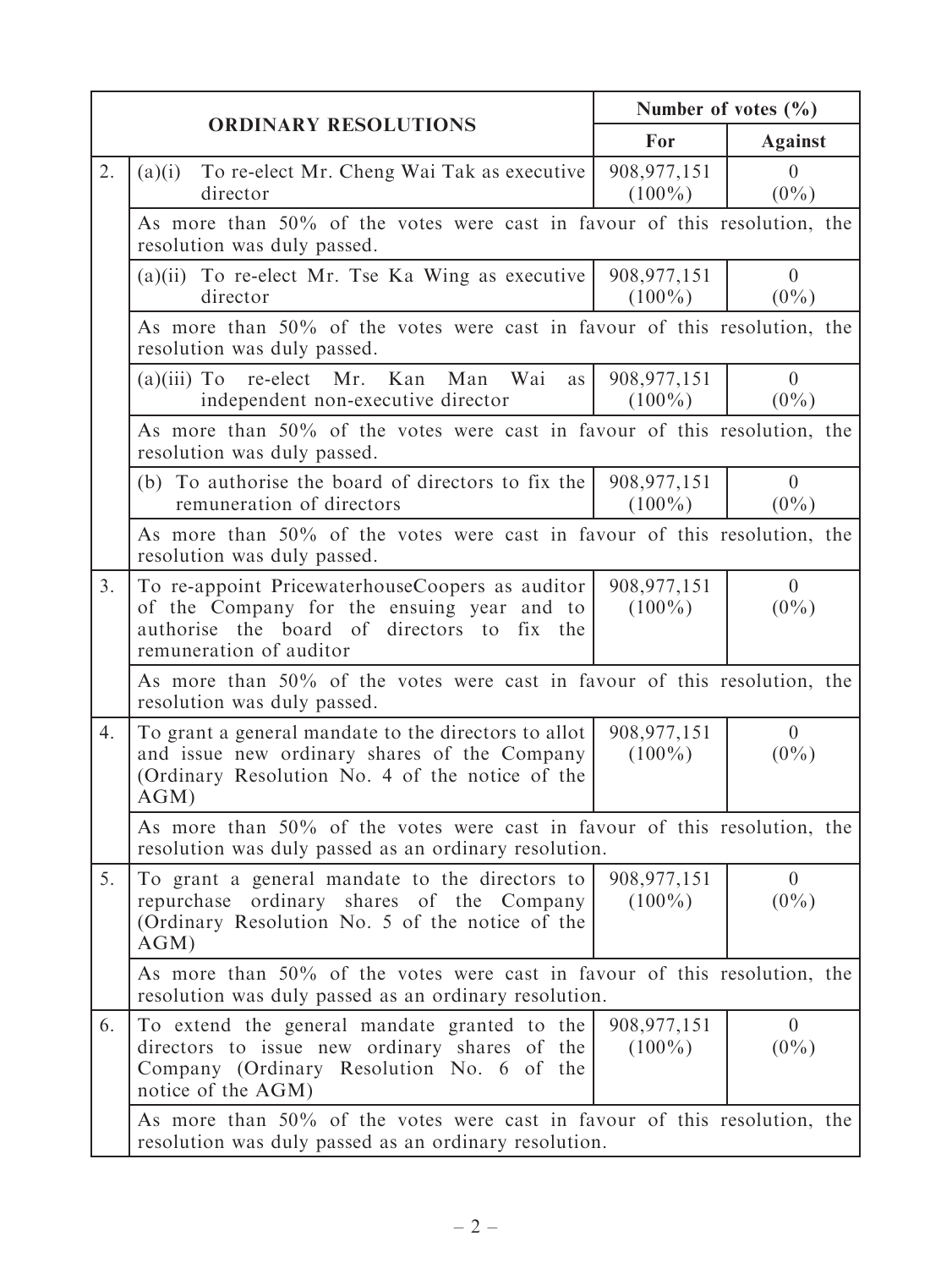| | ORDINARY RESOLUTIONS | Number of votes (%) | |
|---|---|---|---|
| | | For | Against |
| 2. | (a)(i) To re-elect Mr. Cheng Wai Tak as executive director | 908,977,151 (100%) | 0 (0%) |
| | As more than 50% of the votes were cast in favour of this resolution, the resolution was duly passed. | | |
| | (a)(ii) To re-elect Mr. Tse Ka Wing as executive director | 908,977,151 (100%) | 0 (0%) |
| | As more than 50% of the votes were cast in favour of this resolution, the resolution was duly passed. | | |
| | (a)(iii) To re-elect Mr. Kan Man Wai as independent non-executive director | 908,977,151 (100%) | 0 (0%) |
| | As more than 50% of the votes were cast in favour of this resolution, the resolution was duly passed. | | |
| | (b) To authorise the board of directors to fix the remuneration of directors | 908,977,151 (100%) | 0 (0%) |
| | As more than 50% of the votes were cast in favour of this resolution, the resolution was duly passed. | | |
| 3. | To re-appoint PricewaterhouseCoopers as auditor of the Company for the ensuing year and to authorise the board of directors to fix the remuneration of auditor | 908,977,151 (100%) | 0 (0%) |
| | As more than 50% of the votes were cast in favour of this resolution, the resolution was duly passed. | | |
| 4. | To grant a general mandate to the directors to allot and issue new ordinary shares of the Company (Ordinary Resolution No. 4 of the notice of the AGM) | 908,977,151 (100%) | 0 (0%) |
| | As more than 50% of the votes were cast in favour of this resolution, the resolution was duly passed as an ordinary resolution. | | |
| 5. | To grant a general mandate to the directors to repurchase ordinary shares of the Company (Ordinary Resolution No. 5 of the notice of the AGM) | 908,977,151 (100%) | 0 (0%) |
| | As more than 50% of the votes were cast in favour of this resolution, the resolution was duly passed as an ordinary resolution. | | |
| 6. | To extend the general mandate granted to the directors to issue new ordinary shares of the Company (Ordinary Resolution No. 6 of the notice of the AGM) | 908,977,151 (100%) | 0 (0%) |
| | As more than 50% of the votes were cast in favour of this resolution, the resolution was duly passed as an ordinary resolution. | | |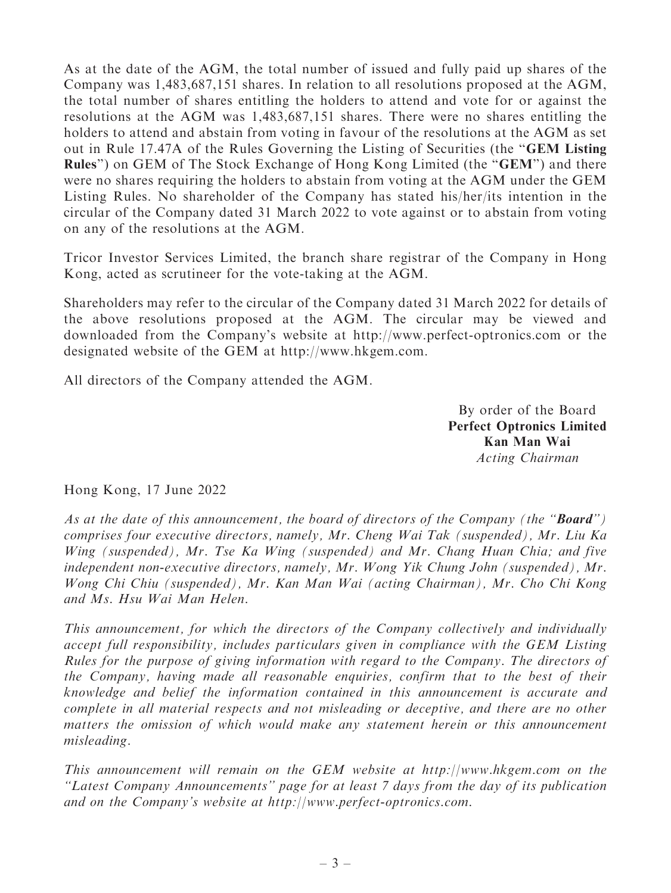As at the date of the AGM, the total number of issued and fully paid up shares of the Company was 1,483,687,151 shares. In relation to all resolutions proposed at the AGM, the total number of shares entitling the holders to attend and vote for or against the resolutions at the AGM was 1,483,687,151 shares. There were no shares entitling the holders to attend and abstain from voting in favour of the resolutions at the AGM as set out in Rule 17.47A of the Rules Governing the Listing of Securities (the "**GEM Listing Rules**") on GEM of The Stock Exchange of Hong Kong Limited (the "**GEM**") and there were no shares requiring the holders to abstain from voting at the AGM under the GEM Listing Rules. No shareholder of the Company has stated his/her/its intention in the circular of the Company dated 31 March 2022 to vote against or to abstain from voting on any of the resolutions at the AGM.

Tricor Investor Services Limited, the branch share registrar of the Company in Hong Kong, acted as scrutineer for the vote-taking at the AGM.

Shareholders may refer to the circular of the Company dated 31 March 2022 for details of the above resolutions proposed at the AGM. The circular may be viewed and downloaded from the Company's website at http://www.perfect-optronics.com or the designated website of the GEM at http://www.hkgem.com.

All directors of the Company attended the AGM.

By order of the Board
**Perfect Optronics Limited**
**Kan Man Wai**
*Acting Chairman*

Hong Kong, 17 June 2022

*As at the date of this announcement, the board of directors of the Company (the "**Board**") comprises four executive directors, namely, Mr. Cheng Wai Tak (suspended), Mr. Liu Ka Wing (suspended), Mr. Tse Ka Wing (suspended) and Mr. Chang Huan Chia; and five independent non-executive directors, namely, Mr. Wong Yik Chung John (suspended), Mr. Wong Chi Chiu (suspended), Mr. Kan Man Wai (acting Chairman), Mr. Cho Chi Kong and Ms. Hsu Wai Man Helen.*

*This announcement, for which the directors of the Company collectively and individually accept full responsibility, includes particulars given in compliance with the GEM Listing Rules for the purpose of giving information with regard to the Company. The directors of the Company, having made all reasonable enquiries, confirm that to the best of their knowledge and belief the information contained in this announcement is accurate and complete in all material respects and not misleading or deceptive, and there are no other matters the omission of which would make any statement herein or this announcement misleading.*

*This announcement will remain on the GEM website at http://www.hkgem.com on the "Latest Company Announcements" page for at least 7 days from the day of its publication and on the Company's website at http://www.perfect-optronics.com.*